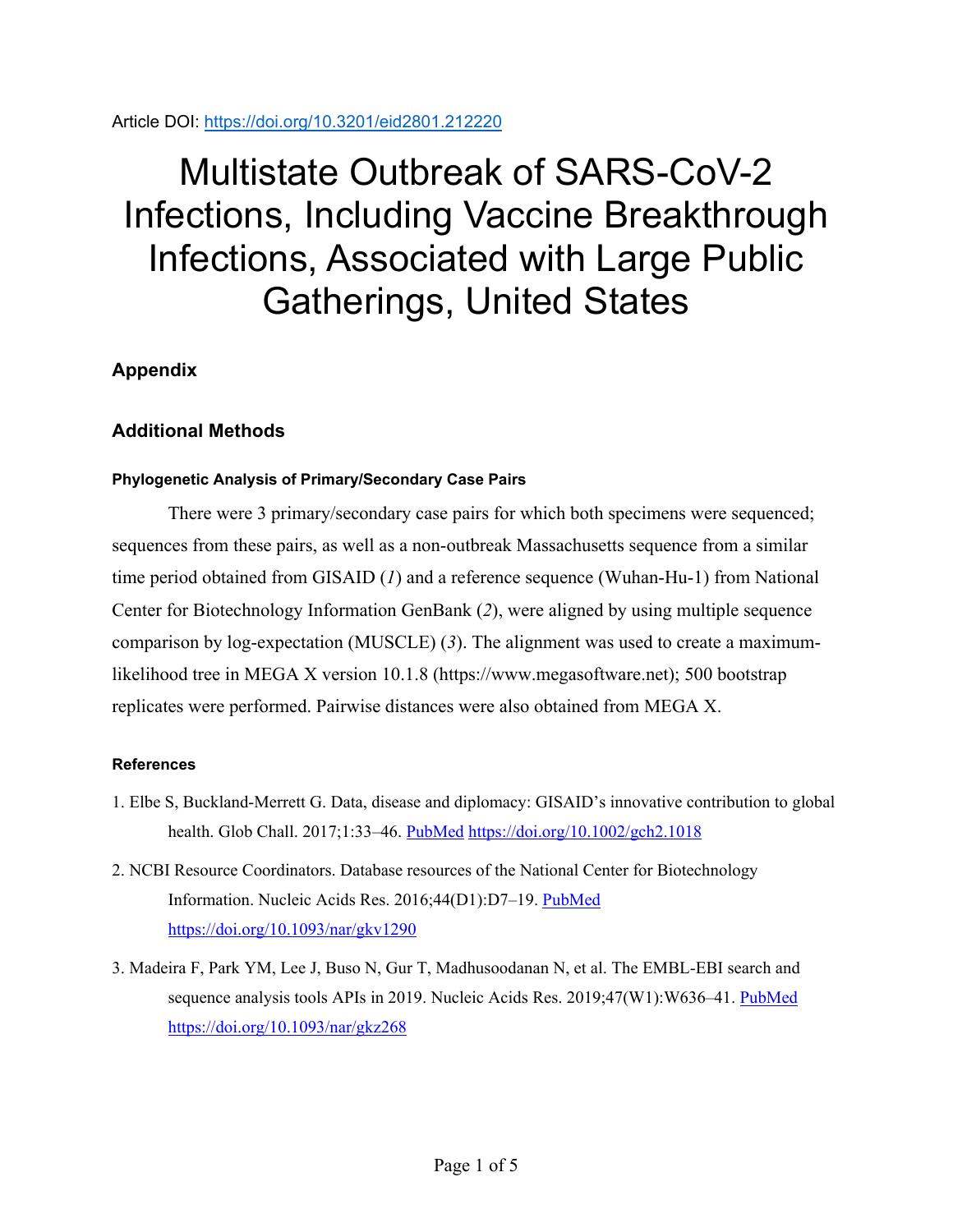Article DOI: https://doi.org/10.3201/eid2801.212220

# Multistate Outbreak of SARS-CoV-2 Infections, Including Vaccine Breakthrough Infections, Associated with Large Public Gatherings, United States

## Appendix

## Additional Methods

### Phylogenetic Analysis of Primary/Secondary Case Pairs

There were 3 primary/secondary case pairs for which both specimens were sequenced; sequences from these pairs, as well as a non-outbreak Massachusetts sequence from a similar time period obtained from GISAID (*1*) and a reference sequence (Wuhan-Hu-1) from National Center for Biotechnology Information GenBank (*2*), were aligned by using multiple sequence comparison by log-expectation (MUSCLE) (*3*). The alignment was used to create a maximum-likelihood tree in MEGA X version 10.1.8 (https://www.megasoftware.net); 500 bootstrap replicates were performed. Pairwise distances were also obtained from MEGA X.

### References

1. Elbe S, Buckland-Merrett G. Data, disease and diplomacy: GISAID's innovative contribution to global health. Glob Chall. 2017;1:33–46. PubMed https://doi.org/10.1002/gch2.1018
2. NCBI Resource Coordinators. Database resources of the National Center for Biotechnology Information. Nucleic Acids Res. 2016;44(D1):D7–19. PubMed https://doi.org/10.1093/nar/gkv1290
3. Madeira F, Park YM, Lee J, Buso N, Gur T, Madhusoodanan N, et al. The EMBL-EBI search and sequence analysis tools APIs in 2019. Nucleic Acids Res. 2019;47(W1):W636–41. PubMed https://doi.org/10.1093/nar/gkz268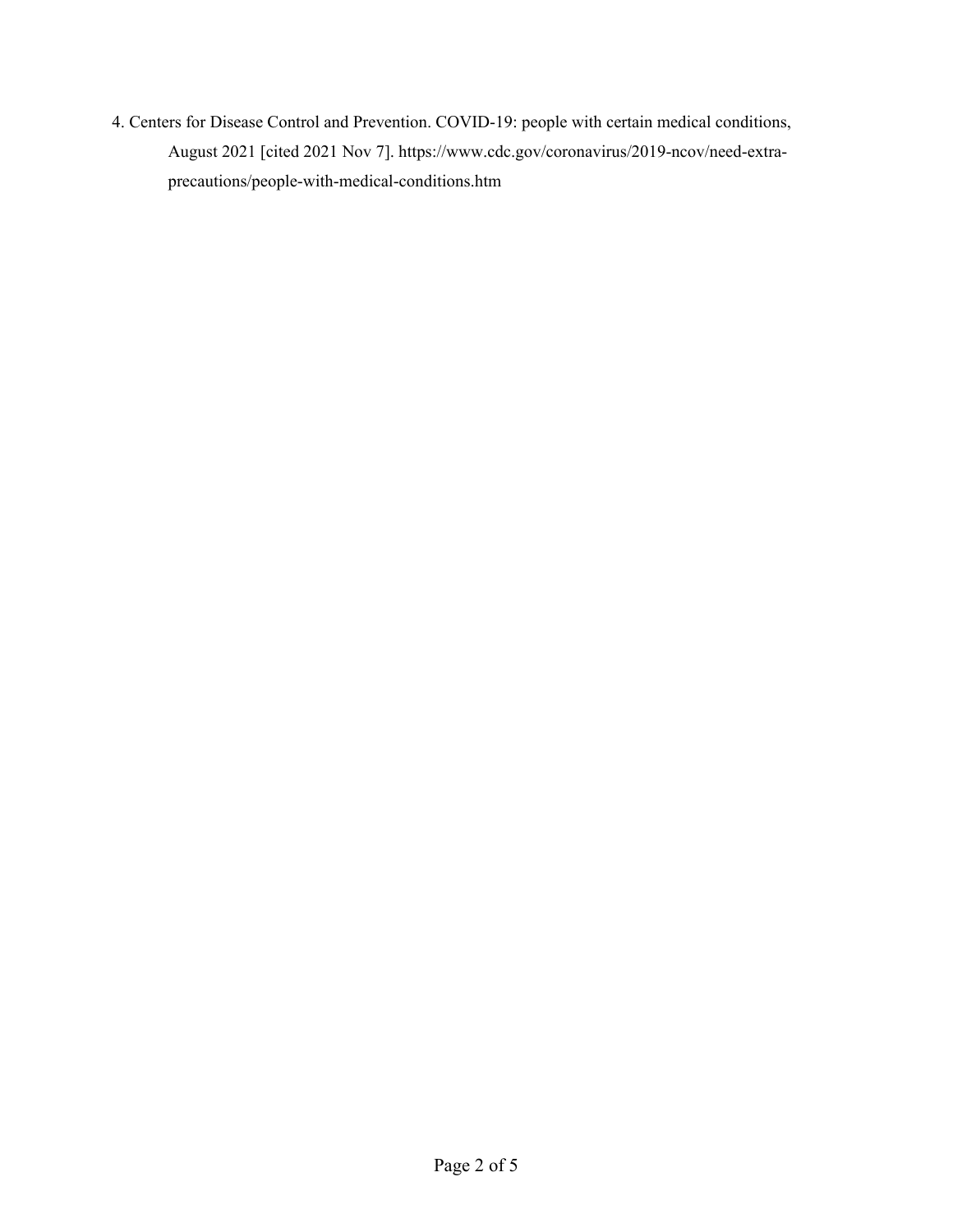4. Centers for Disease Control and Prevention. COVID-19: people with certain medical conditions, August 2021 [cited 2021 Nov 7]. https://www.cdc.gov/coronavirus/2019-ncov/need-extra-precautions/people-with-medical-conditions.htm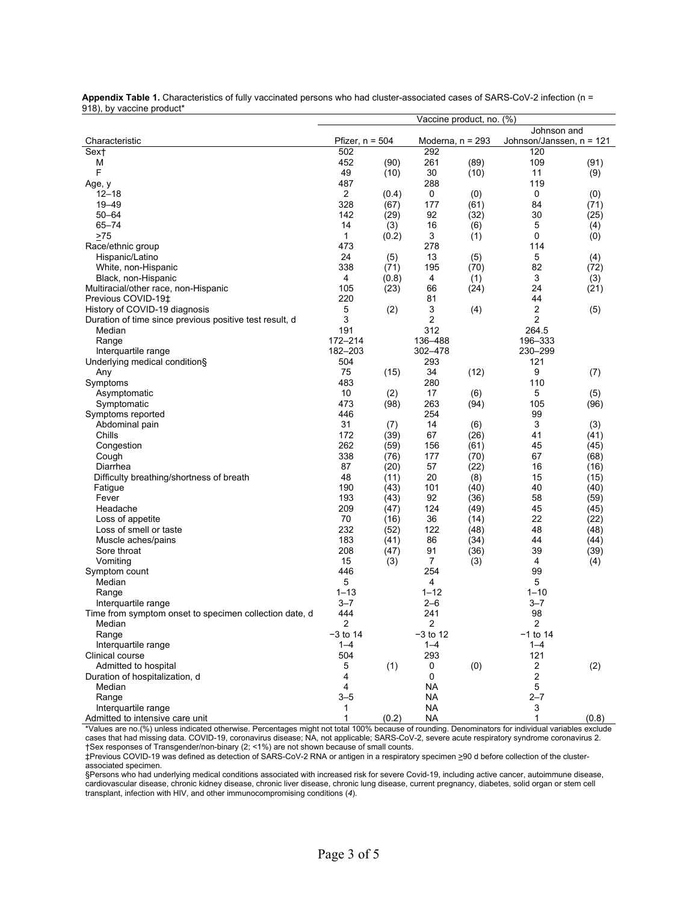**Appendix Table 1.** Characteristics of fully vaccinated persons who had cluster-associated cases of SARS-CoV-2 infection (n = 918), by vaccine product*

| Characteristic | Vaccine product, no. (%) | | | | | |
|---|---|---|---|---|---|---|
| | Pfizer, n = 504 | | Moderna, n = 293 | | Johnson and Johnson/Janssen, n = 121 | |
| Sex† | 502 | | 292 | | 120 | |
| M | 452 | (90) | 261 | (89) | 109 | (91) |
| F | 49 | (10) | 30 | (10) | 11 | (9) |
| Age, y | 487 | | 288 | | 119 | |
| 12–18 | 2 | (0.4) | 0 | (0) | 0 | (0) |
| 19–49 | 328 | (67) | 177 | (61) | 84 | (71) |
| 50–64 | 142 | (29) | 92 | (32) | 30 | (25) |
| 65–74 | 14 | (3) | 16 | (6) | 5 | (4) |
| ≥75 | 1 | (0.2) | 3 | (1) | 0 | (0) |
| Race/ethnic group | 473 | | 278 | | 114 | |
| Hispanic/Latino | 24 | (5) | 13 | (5) | 5 | (4) |
| White, non-Hispanic | 338 | (71) | 195 | (70) | 82 | (72) |
| Black, non-Hispanic | 4 | (0.8) | 4 | (1) | 3 | (3) |
| Multiracial/other race, non-Hispanic | 105 | (23) | 66 | (24) | 24 | (21) |
| Previous COVID-19‡ | 220 | | 81 | | 44 | |
| History of COVID-19 diagnosis | 5 | (2) | 3 | (4) | 2 | (5) |
| Duration of time since previous positive test result, d | 3 | | 2 | | 2 | |
| Median | 191 | | 312 | | 264.5 | |
| Range | 172–214 | | 136–488 | | 196–333 | |
| Interquartile range | 182–203 | | 302–478 | | 230–299 | |
| Underlying medical condition§ | 504 | | 293 | | 121 | |
| Any | 75 | (15) | 34 | (12) | 9 | (7) |
| Symptoms | 483 | | 280 | | 110 | |
| Asymptomatic | 10 | (2) | 17 | (6) | 5 | (5) |
| Symptomatic | 473 | (98) | 263 | (94) | 105 | (96) |
| Symptoms reported | 446 | | 254 | | 99 | |
| Abdominal pain | 31 | (7) | 14 | (6) | 3 | (3) |
| Chills | 172 | (39) | 67 | (26) | 41 | (41) |
| Congestion | 262 | (59) | 156 | (61) | 45 | (45) |
| Cough | 338 | (76) | 177 | (70) | 67 | (68) |
| Diarrhea | 87 | (20) | 57 | (22) | 16 | (16) |
| Difficulty breathing/shortness of breath | 48 | (11) | 20 | (8) | 15 | (15) |
| Fatigue | 190 | (43) | 101 | (40) | 40 | (40) |
| Fever | 193 | (43) | 92 | (36) | 58 | (59) |
| Headache | 209 | (47) | 124 | (49) | 45 | (45) |
| Loss of appetite | 70 | (16) | 36 | (14) | 22 | (22) |
| Loss of smell or taste | 232 | (52) | 122 | (48) | 48 | (48) |
| Muscle aches/pains | 183 | (41) | 86 | (34) | 44 | (44) |
| Sore throat | 208 | (47) | 91 | (36) | 39 | (39) |
| Vomiting | 15 | (3) | 7 | (3) | 4 | (4) |
| Symptom count | 446 | | 254 | | 99 | |
| Median | 5 | | 4 | | 5 | |
| Range | 1–13 | | 1–12 | | 1–10 | |
| Interquartile range | 3–7 | | 2–6 | | 3–7 | |
| Time from symptom onset to specimen collection date, d | 444 | | 241 | | 98 | |
| Median | 2 | | 2 | | 2 | |
| Range | −3 to 14 | | −3 to 12 | | −1 to 14 | |
| Interquartile range | 1–4 | | 1–4 | | 1–4 | |
| Clinical course | 504 | | 293 | | 121 | |
| Admitted to hospital | 5 | (1) | 0 | (0) | 2 | (2) |
| Duration of hospitalization, d | 4 | | 0 | | 2 | |
| Median | 4 | | NA | | 5 | |
| Range | 3–5 | | NA | | 2–7 | |
| Interquartile range | 1 | | NA | | 3 | |
| Admitted to intensive care unit | 1 | (0.2) | NA | | 1 | (0.8) |

*Values are no.(%) unless indicated otherwise. Percentages might not total 100% because of rounding. Denominators for individual variables exclude cases that had missing data. COVID-19, coronavirus disease; NA, not applicable; SARS-CoV-2, severe acute respiratory syndrome coronavirus 2.
†Sex responses of Transgender/non-binary (2; <1%) are not shown because of small counts.
‡Previous COVID-19 was defined as detection of SARS-CoV-2 RNA or antigen in a respiratory specimen ≥90 d before collection of the cluster-associated specimen.
§Persons who had underlying medical conditions associated with increased risk for severe Covid-19, including active cancer, autoimmune disease, cardiovascular disease, chronic kidney disease, chronic liver disease, chronic lung disease, current pregnancy, diabetes, solid organ or stem cell transplant, infection with HIV, and other immunocompromising conditions (*4*).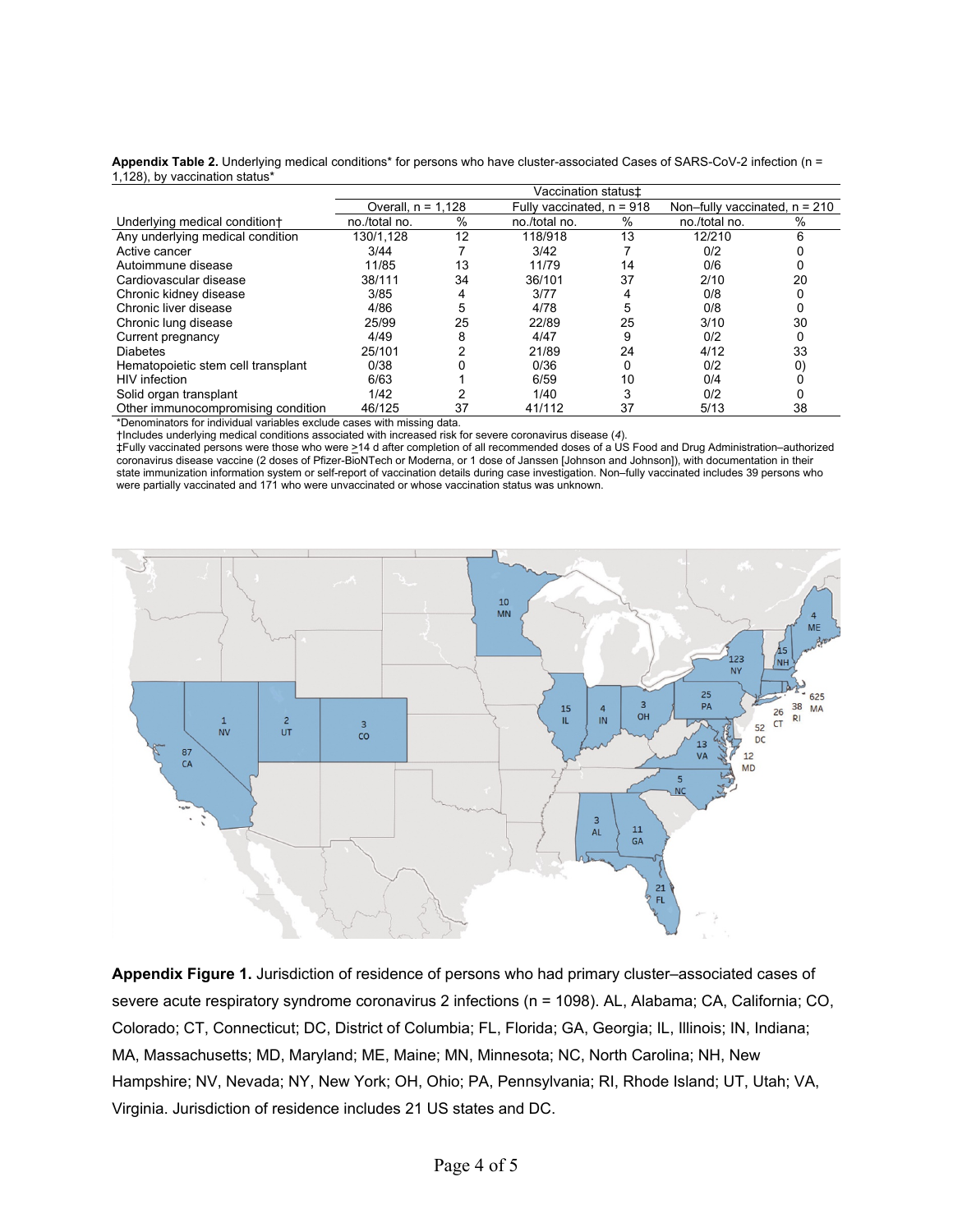**Appendix Table 2.** Underlying medical conditions* for persons who have cluster-associated Cases of SARS-CoV-2 infection (n = 1,128), by vaccination status*

| | Vaccination status‡ | | | | | |
|---|---|---|---|---|---|---|
| | Overall, n = 1,128 | | Fully vaccinated, n = 918 | | Non–fully vaccinated, n = 210 | |
| Underlying medical condition† | no./total no. | % | no./total no. | % | no./total no. | % |
| Any underlying medical condition | 130/1,128 | 12 | 118/918 | 13 | 12/210 | 6 |
| Active cancer | 3/44 | 7 | 3/42 | 7 | 0/2 | 0 |
| Autoimmune disease | 11/85 | 13 | 11/79 | 14 | 0/6 | 0 |
| Cardiovascular disease | 38/111 | 34 | 36/101 | 37 | 2/10 | 20 |
| Chronic kidney disease | 3/85 | 4 | 3/77 | 4 | 0/8 | 0 |
| Chronic liver disease | 4/86 | 5 | 4/78 | 5 | 0/8 | 0 |
| Chronic lung disease | 25/99 | 25 | 22/89 | 25 | 3/10 | 30 |
| Current pregnancy | 4/49 | 8 | 4/47 | 9 | 0/2 | 0 |
| Diabetes | 25/101 | 2 | 21/89 | 24 | 4/12 | 33 |
| Hematopoietic stem cell transplant | 0/38 | 0 | 0/36 | 0 | 0/2 | 0) |
| HIV infection | 6/63 | 1 | 6/59 | 10 | 0/4 | 0 |
| Solid organ transplant | 1/42 | 2 | 1/40 | 3 | 0/2 | 0 |
| Other immunocompromising condition | 46/125 | 37 | 41/112 | 37 | 5/13 | 38 |

*Denominators for individual variables exclude cases with missing data.
†Includes underlying medical conditions associated with increased risk for severe coronavirus disease (*4*).
‡Fully vaccinated persons were those who were ≥14 d after completion of all recommended doses of a US Food and Drug Administration–authorized coronavirus disease vaccine (2 doses of Pfizer-BioNTech or Moderna, or 1 dose of Janssen [Johnson and Johnson]), with documentation in their state immunization information system or self-report of vaccination details during case investigation. Non–fully vaccinated includes 39 persons who were partially vaccinated and 171 who were unvaccinated or whose vaccination status was unknown.

**Appendix Figure 1.** Jurisdiction of residence of persons who had primary cluster–associated cases of severe acute respiratory syndrome coronavirus 2 infections (n = 1098). AL, Alabama; CA, California; CO, Colorado; CT, Connecticut; DC, District of Columbia; FL, Florida; GA, Georgia; IL, Illinois; IN, Indiana; MA, Massachusetts; MD, Maryland; ME, Maine; MN, Minnesota; NC, North Carolina; NH, New Hampshire; NV, Nevada; NY, New York; OH, Ohio; PA, Pennsylvania; RI, Rhode Island; UT, Utah; VA, Virginia. Jurisdiction of residence includes 21 US states and DC.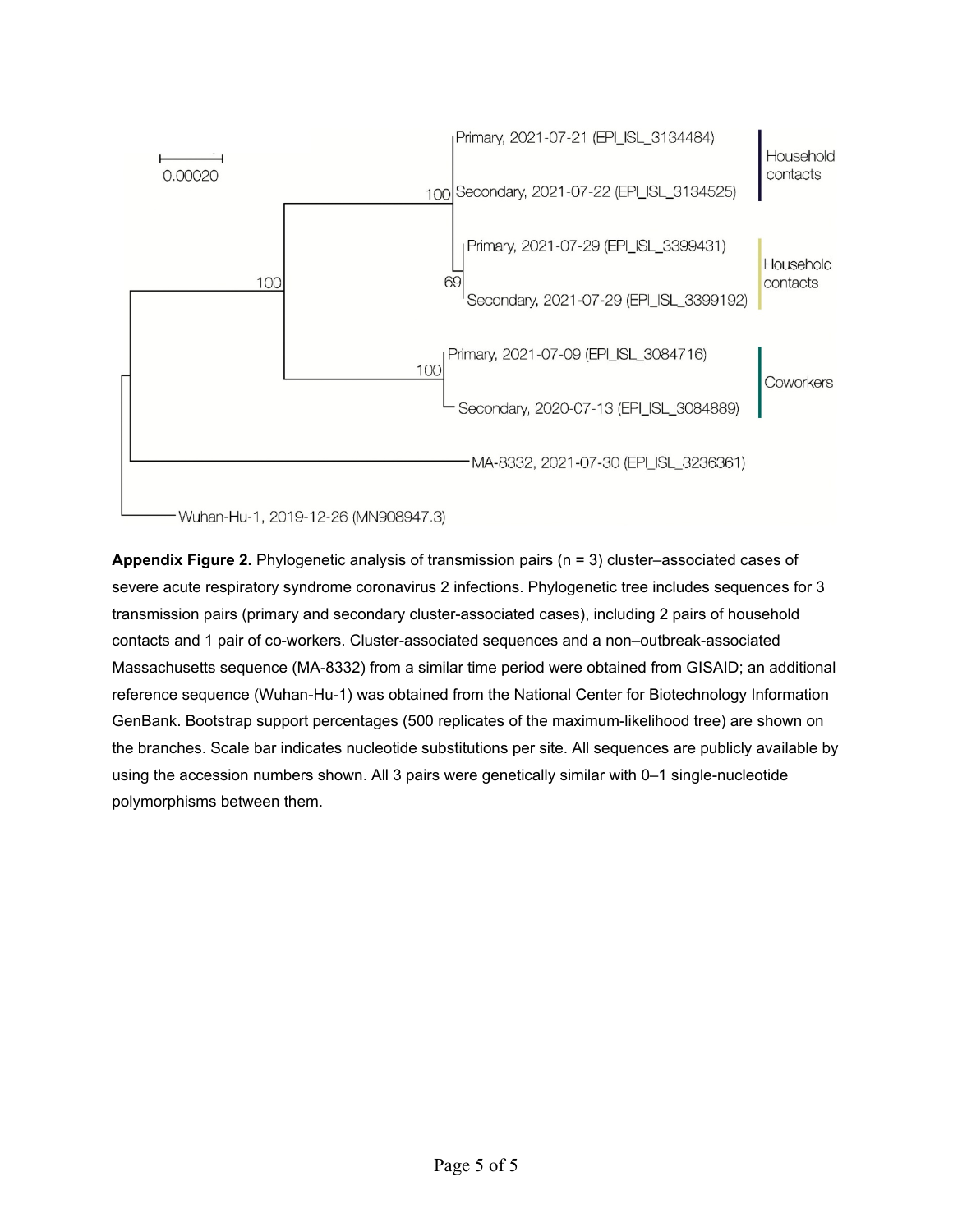0.00020

Primary, 2021-07-21 (EPI_ISL_3134484)

100 Secondary, 2021-07-22 (EPI_ISL_3134525)

Household contacts

Primary, 2021-07-29 (EPI_ISL_3399431)

100

69

Secondary, 2021-07-29 (EPI_ISL_3399192)

Household contacts

Primary, 2021-07-09 (EPI_ISL_3084716)

100

Secondary, 2020-07-13 (EPI_ISL_3084889)

Coworkers

MA-8332, 2021-07-30 (EPI_ISL_3236361)

Wuhan-Hu-1, 2019-12-26 (MN908947.3)

**Appendix Figure 2.** Phylogenetic analysis of transmission pairs (n = 3) cluster–associated cases of severe acute respiratory syndrome coronavirus 2 infections. Phylogenetic tree includes sequences for 3 transmission pairs (primary and secondary cluster-associated cases), including 2 pairs of household contacts and 1 pair of co-workers. Cluster-associated sequences and a non–outbreak-associated Massachusetts sequence (MA-8332) from a similar time period were obtained from GISAID; an additional reference sequence (Wuhan-Hu-1) was obtained from the National Center for Biotechnology Information GenBank. Bootstrap support percentages (500 replicates of the maximum-likelihood tree) are shown on the branches. Scale bar indicates nucleotide substitutions per site. All sequences are publicly available by using the accession numbers shown. All 3 pairs were genetically similar with 0–1 single-nucleotide polymorphisms between them.